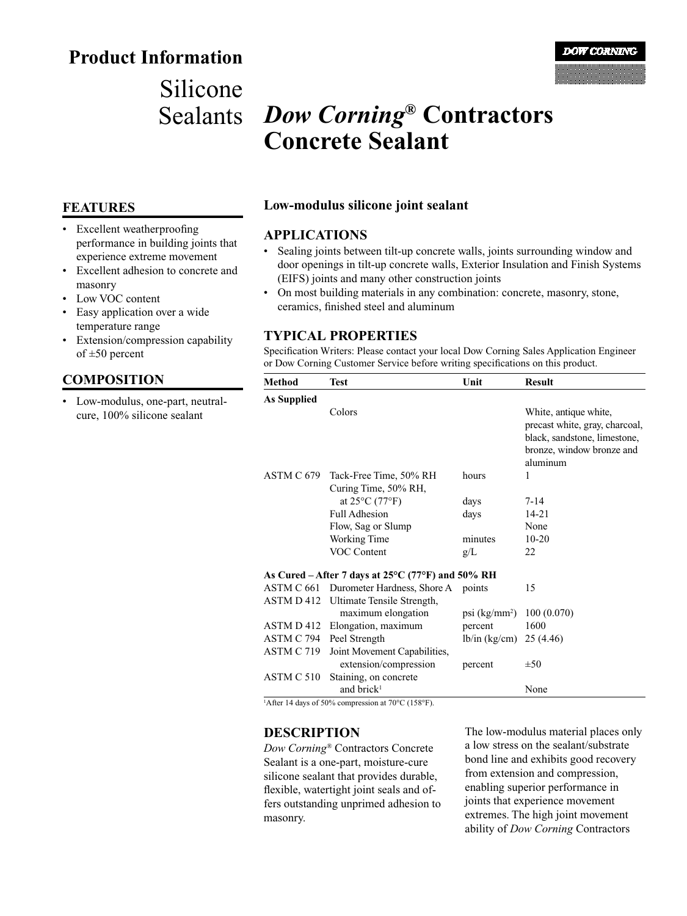# Product Information

Silicone Sealants

# *Dow Corning*® Contractors Concrete Sealant

## FEATURES

- Excellent weatherproofing performance in building joints that experience extreme movement
- Excellent adhesion to concrete and masonry
- Low VOC content
- Easy application over a wide temperature range
- Extension/compression capability of ±50 percent

## COMPOSITION

- Low-modulus, one-part, neutral-cure, 100% silicone sealant

**Low-modulus silicone joint sealant**

## APPLICATIONS

- Sealing joints between tilt-up concrete walls, joints surrounding window and door openings in tilt-up concrete walls, Exterior Insulation and Finish Systems (EIFS) joints and many other construction joints
- On most building materials in any combination: concrete, masonry, stone, ceramics, finished steel and aluminum

## TYPICAL PROPERTIES

Specification Writers: Please contact your local Dow Corning Sales Application Engineer or Dow Corning Customer Service before writing specifications on this product.

| Method | Test | Unit | Result |
|---|---|---|---|
| **As Supplied** | | | |
| | Colors | | White, antique white, precast white, gray, charcoal, black, sandstone, limestone, bronze, window bronze and aluminum |
| ASTM C 679 | Tack-Free Time, 50% RH | hours | 1 |
| | Curing Time, 50% RH, at 25°C (77°F) | days | 7-14 |
| | Full Adhesion | days | 14-21 |
| | Flow, Sag or Slump | | None |
| | Working Time | minutes | 10-20 |
| | VOC Content | g/L | 22 |
| **As Cured – After 7 days at 25°C (77°F) and 50% RH** | | | |
| ASTM C 661 | Durometer Hardness, Shore A | points | 15 |
| ASTM D 412 | Ultimate Tensile Strength, maximum elongation | psi (kg/mm²) | 100 (0.070) |
| ASTM D 412 | Elongation, maximum | percent | 1600 |
| ASTM C 794 | Peel Strength | lb/in (kg/cm) | 25 (4.46) |
| ASTM C 719 | Joint Movement Capabilities, extension/compression | percent | ±50 |
| ASTM C 510 | Staining, on concrete and brick[1] | | None |

[1]After 14 days of 50% compression at 70°C (158°F).

## DESCRIPTION

*Dow Corning*® Contractors Concrete Sealant is a one-part, moisture-cure silicone sealant that provides durable, flexible, watertight joint seals and offers outstanding unprimed adhesion to masonry.

The low-modulus material places only a low stress on the sealant/substrate bond line and exhibits good recovery from extension and compression, enabling superior performance in joints that experience movement extremes. The high joint movement ability of *Dow Corning* Contractors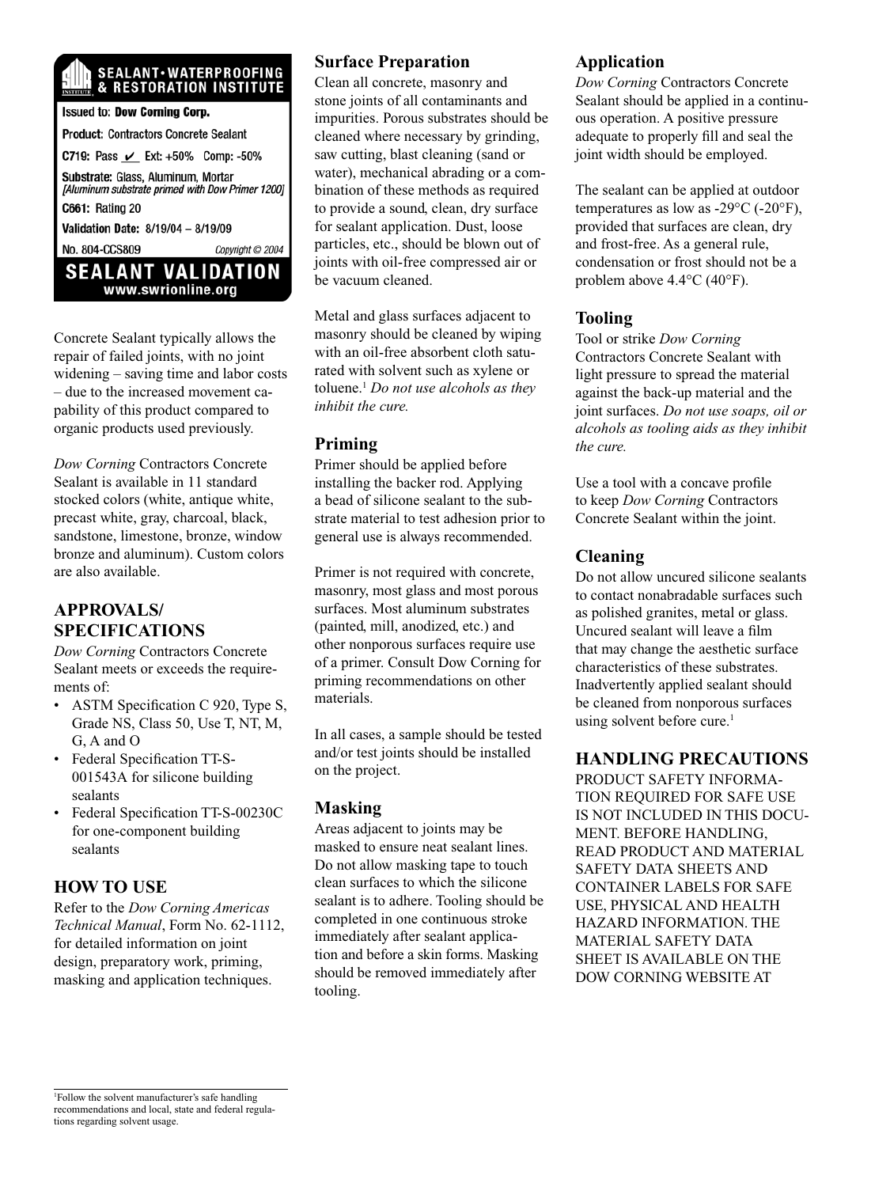**SEALANT • WATERPROOFING & RESTORATION INSTITUTE**

Issued to: **Dow Corning Corp.**

Product: Contractors Concrete Sealant

C719: Pass ✔ Ext: +50% Comp: -50%

Substrate: Glass, Aluminum, Mortar
*[Aluminum substrate primed with Dow Primer 1200]*

C661: Rating 20

Validation Date: 8/19/04 – 8/19/09

No. 804-CCS809 *Copyright © 2004*

**SEALANT VALIDATION**
**www.swrionline.org**

Concrete Sealant typically allows the repair of failed joints, with no joint widening – saving time and labor costs – due to the increased movement capability of this product compared to organic products used previously.

*Dow Corning* Contractors Concrete Sealant is available in 11 standard stocked colors (white, antique white, precast white, gray, charcoal, black, sandstone, limestone, bronze, window bronze and aluminum). Custom colors are also available.

## APPROVALS/ SPECIFICATIONS

*Dow Corning* Contractors Concrete Sealant meets or exceeds the requirements of:

- ASTM Specification C 920, Type S, Grade NS, Class 50, Use T, NT, M, G, A and O
- Federal Specification TT-S-001543A for silicone building sealants
- Federal Specification TT-S-00230C for one-component building sealants

## HOW TO USE

Refer to the *Dow Corning Americas Technical Manual*, Form No. 62-1112, for detailed information on joint design, preparatory work, priming, masking and application techniques.

### Surface Preparation

Clean all concrete, masonry and stone joints of all contaminants and impurities. Porous substrates should be cleaned where necessary by grinding, saw cutting, blast cleaning (sand or water), mechanical abrading or a combination of these methods as required to provide a sound, clean, dry surface for sealant application. Dust, loose particles, etc., should be blown out of joints with oil-free compressed air or be vacuum cleaned.

Metal and glass surfaces adjacent to masonry should be cleaned by wiping with an oil-free absorbent cloth saturated with solvent such as xylene or toluene.[1] *Do not use alcohols as they inhibit the cure.*

### Priming

Primer should be applied before installing the backer rod. Applying a bead of silicone sealant to the substrate material to test adhesion prior to general use is always recommended.

Primer is not required with concrete, masonry, most glass and most porous surfaces. Most aluminum substrates (painted, mill, anodized, etc.) and other nonporous surfaces require use of a primer. Consult Dow Corning for priming recommendations on other materials.

In all cases, a sample should be tested and/or test joints should be installed on the project.

### Masking

Areas adjacent to joints may be masked to ensure neat sealant lines. Do not allow masking tape to touch clean surfaces to which the silicone sealant is to adhere. Tooling should be completed in one continuous stroke immediately after sealant application and before a skin forms. Masking should be removed immediately after tooling.

### Application

*Dow Corning* Contractors Concrete Sealant should be applied in a continuous operation. A positive pressure adequate to properly fill and seal the joint width should be employed.

The sealant can be applied at outdoor temperatures as low as -29°C (-20°F), provided that surfaces are clean, dry and frost-free. As a general rule, condensation or frost should not be a problem above 4.4°C (40°F).

### Tooling

Tool or strike *Dow Corning* Contractors Concrete Sealant with light pressure to spread the material against the back-up material and the joint surfaces. *Do not use soaps, oil or alcohols as tooling aids as they inhibit the cure.*

Use a tool with a concave profile to keep *Dow Corning* Contractors Concrete Sealant within the joint.

### Cleaning

Do not allow uncured silicone sealants to contact nonabradable surfaces such as polished granites, metal or glass. Uncured sealant will leave a film that may change the aesthetic surface characteristics of these substrates. Inadvertently applied sealant should be cleaned from nonporous surfaces using solvent before cure.[1]

## HANDLING PRECAUTIONS

PRODUCT SAFETY INFORMATION REQUIRED FOR SAFE USE IS NOT INCLUDED IN THIS DOCUMENT. BEFORE HANDLING, READ PRODUCT AND MATERIAL SAFETY DATA SHEETS AND CONTAINER LABELS FOR SAFE USE, PHYSICAL AND HEALTH HAZARD INFORMATION. THE MATERIAL SAFETY DATA SHEET IS AVAILABLE ON THE DOW CORNING WEBSITE AT

---

[1]Follow the solvent manufacturer's safe handling recommendations and local, state and federal regulations regarding solvent usage.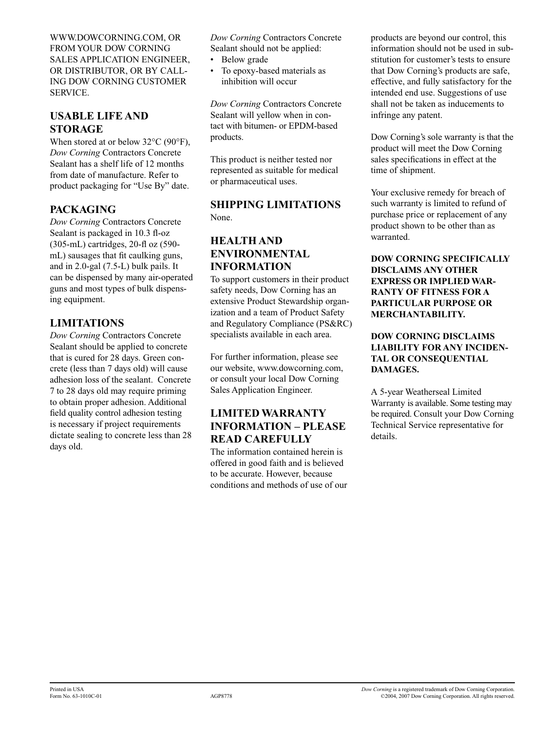WWW.DOWCORNING.COM, OR FROM YOUR DOW CORNING SALES APPLICATION ENGINEER, OR DISTRIBUTOR, OR BY CALLING DOW CORNING CUSTOMER SERVICE.

## USABLE LIFE AND STORAGE

When stored at or below 32°C (90°F), *Dow Corning* Contractors Concrete Sealant has a shelf life of 12 months from date of manufacture. Refer to product packaging for "Use By" date.

## PACKAGING

*Dow Corning* Contractors Concrete Sealant is packaged in 10.3 fl-oz (305-mL) cartridges, 20-fl oz (590-mL) sausages that fit caulking guns, and in 2.0-gal (7.5-L) bulk pails. It can be dispensed by many air-operated guns and most types of bulk dispensing equipment.

## LIMITATIONS

*Dow Corning* Contractors Concrete Sealant should be applied to concrete that is cured for 28 days. Green concrete (less than 7 days old) will cause adhesion loss of the sealant. Concrete 7 to 28 days old may require priming to obtain proper adhesion. Additional field quality control adhesion testing is necessary if project requirements dictate sealing to concrete less than 28 days old.

*Dow Corning* Contractors Concrete Sealant should not be applied:

- Below grade
- To epoxy-based materials as inhibition will occur

*Dow Corning* Contractors Concrete Sealant will yellow when in contact with bitumen- or EPDM-based products.

This product is neither tested nor represented as suitable for medical or pharmaceutical uses.

## SHIPPING LIMITATIONS

None.

## HEALTH AND ENVIRONMENTAL INFORMATION

To support customers in their product safety needs, Dow Corning has an extensive Product Stewardship organization and a team of Product Safety and Regulatory Compliance (PS&RC) specialists available in each area.

For further information, please see our website, www.dowcorning.com, or consult your local Dow Corning Sales Application Engineer.

## LIMITED WARRANTY INFORMATION – PLEASE READ CAREFULLY

The information contained herein is offered in good faith and is believed to be accurate. However, because conditions and methods of use of our products are beyond our control, this information should not be used in substitution for customer's tests to ensure that Dow Corning's products are safe, effective, and fully satisfactory for the intended end use. Suggestions of use shall not be taken as inducements to infringe any patent.

Dow Corning's sole warranty is that the product will meet the Dow Corning sales specifications in effect at the time of shipment.

Your exclusive remedy for breach of such warranty is limited to refund of purchase price or replacement of any product shown to be other than as warranted.

**DOW CORNING SPECIFICALLY DISCLAIMS ANY OTHER EXPRESS OR IMPLIED WARRANTY OF FITNESS FOR A PARTICULAR PURPOSE OR MERCHANTABILITY.**

**DOW CORNING DISCLAIMS LIABILITY FOR ANY INCIDENTAL OR CONSEQUENTIAL DAMAGES.**

A 5-year Weatherseal Limited Warranty is available. Some testing may be required. Consult your Dow Corning Technical Service representative for details.

Printed in USA
Form No. 63-1010C-01 AGP8778

*Dow Corning* is a registered trademark of Dow Corning Corporation.
©2004, 2007 Dow Corning Corporation. All rights reserved.